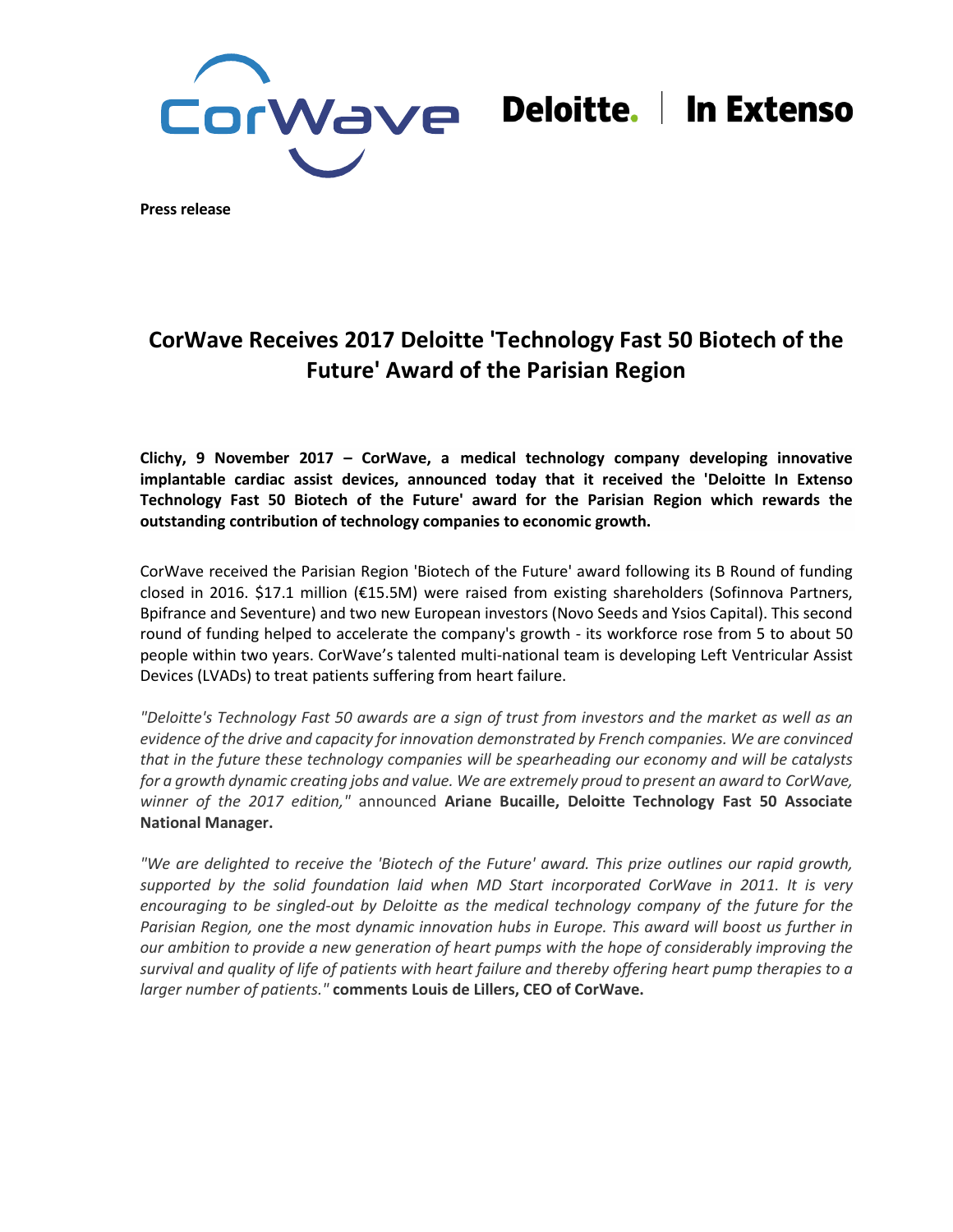Press release

# CorWave Receives 2017 Deloitte 'Technology Fast 50 Biotech of the Future' Award of the Parisian Region

**Clichy, 9 November 2017 – CorWave, a medical technology company developing innovative implantable cardiac assist devices, announced today that it received the 'Deloitte In Extenso Technology Fast 50 Biotech of the Future' award for the Parisian Region which rewards the outstanding contribution of technology companies to economic growth.**

CorWave received the Parisian Region 'Biotech of the Future' award following its B Round of funding closed in 2016. $17.1 million (€15.5M) were raised from existing shareholders (Sofinnova Partners, Bpifrance and Seventure) and two new European investors (Novo Seeds and Ysios Capital). This second round of funding helped to accelerate the company's growth - its workforce rose from 5 to about 50 people within two years. CorWave's talented multi-national team is developing Left Ventricular Assist Devices (LVADs) to treat patients suffering from heart failure.

*"Deloitte's Technology Fast 50 awards are a sign of trust from investors and the market as well as an evidence of the drive and capacity for innovation demonstrated by French companies. We are convinced that in the future these technology companies will be spearheading our economy and will be catalysts for a growth dynamic creating jobs and value. We are extremely proud to present an award to CorWave, winner of the 2017 edition,"* announced **Ariane Bucaille, Deloitte Technology Fast 50 Associate National Manager.**

*"We are delighted to receive the 'Biotech of the Future' award. This prize outlines our rapid growth, supported by the solid foundation laid when MD Start incorporated CorWave in 2011. It is very encouraging to be singled-out by Deloitte as the medical technology company of the future for the Parisian Region, one the most dynamic innovation hubs in Europe. This award will boost us further in our ambition to provide a new generation of heart pumps with the hope of considerably improving the survival and quality of life of patients with heart failure and thereby offering heart pump therapies to a larger number of patients."* **comments Louis de Lillers, CEO of CorWave.**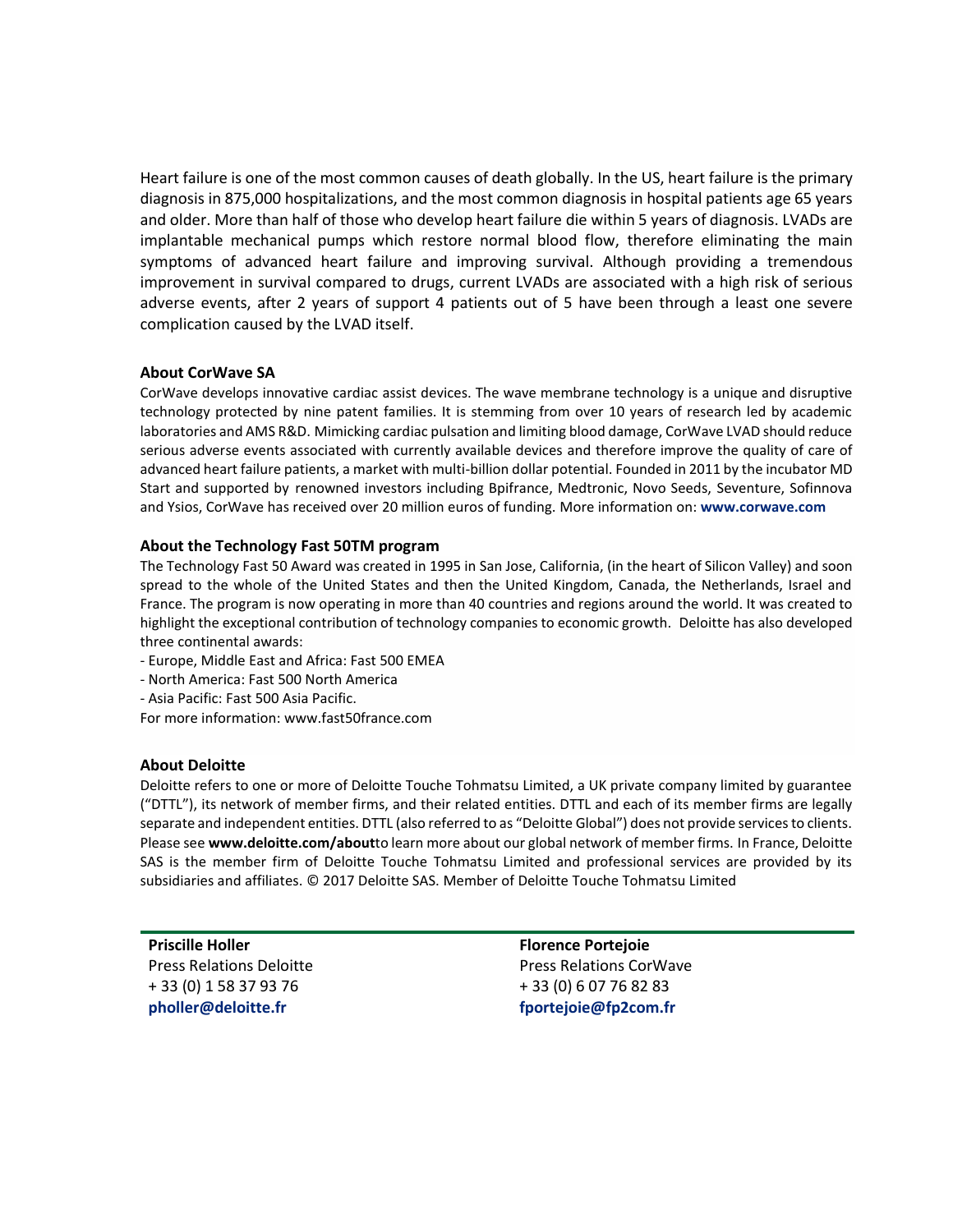Heart failure is one of the most common causes of death globally. In the US, heart failure is the primary diagnosis in 875,000 hospitalizations, and the most common diagnosis in hospital patients age 65 years and older. More than half of those who develop heart failure die within 5 years of diagnosis. LVADs are implantable mechanical pumps which restore normal blood flow, therefore eliminating the main symptoms of advanced heart failure and improving survival. Although providing a tremendous improvement in survival compared to drugs, current LVADs are associated with a high risk of serious adverse events, after 2 years of support 4 patients out of 5 have been through a least one severe complication caused by the LVAD itself.

**About CorWave SA**

CorWave develops innovative cardiac assist devices. The wave membrane technology is a unique and disruptive technology protected by nine patent families. It is stemming from over 10 years of research led by academic laboratories and AMS R&D. Mimicking cardiac pulsation and limiting blood damage, CorWave LVAD should reduce serious adverse events associated with currently available devices and therefore improve the quality of care of advanced heart failure patients, a market with multi-billion dollar potential. Founded in 2011 by the incubator MD Start and supported by renowned investors including Bpifrance, Medtronic, Novo Seeds, Seventure, Sofinnova and Ysios, CorWave has received over 20 million euros of funding. More information on: **www.corwave.com**

**About the Technology Fast 50TM program**

The Technology Fast 50 Award was created in 1995 in San Jose, California, (in the heart of Silicon Valley) and soon spread to the whole of the United States and then the United Kingdom, Canada, the Netherlands, Israel and France. The program is now operating in more than 40 countries and regions around the world. It was created to highlight the exceptional contribution of technology companies to economic growth. Deloitte has also developed three continental awards:

- Europe, Middle East and Africa: Fast 500 EMEA
- North America: Fast 500 North America
- Asia Pacific: Fast 500 Asia Pacific.

For more information: www.fast50france.com

**About Deloitte**

Deloitte refers to one or more of Deloitte Touche Tohmatsu Limited, a UK private company limited by guarantee ("DTTL"), its network of member firms, and their related entities. DTTL and each of its member firms are legally separate and independent entities. DTTL (also referred to as "Deloitte Global") does not provide services to clients. Please see **www.deloitte.com/about**to learn more about our global network of member firms. In France, Deloitte SAS is the member firm of Deloitte Touche Tohmatsu Limited and professional services are provided by its subsidiaries and affiliates. © 2017 Deloitte SAS. Member of Deloitte Touche Tohmatsu Limited

**Priscille Holler**
Press Relations Deloitte
+ 33 (0) 1 58 37 93 76
**pholler@deloitte.fr**

**Florence Portejoie**
Press Relations CorWave
+ 33 (0) 6 07 76 82 83
**fportejoie@fp2com.fr**